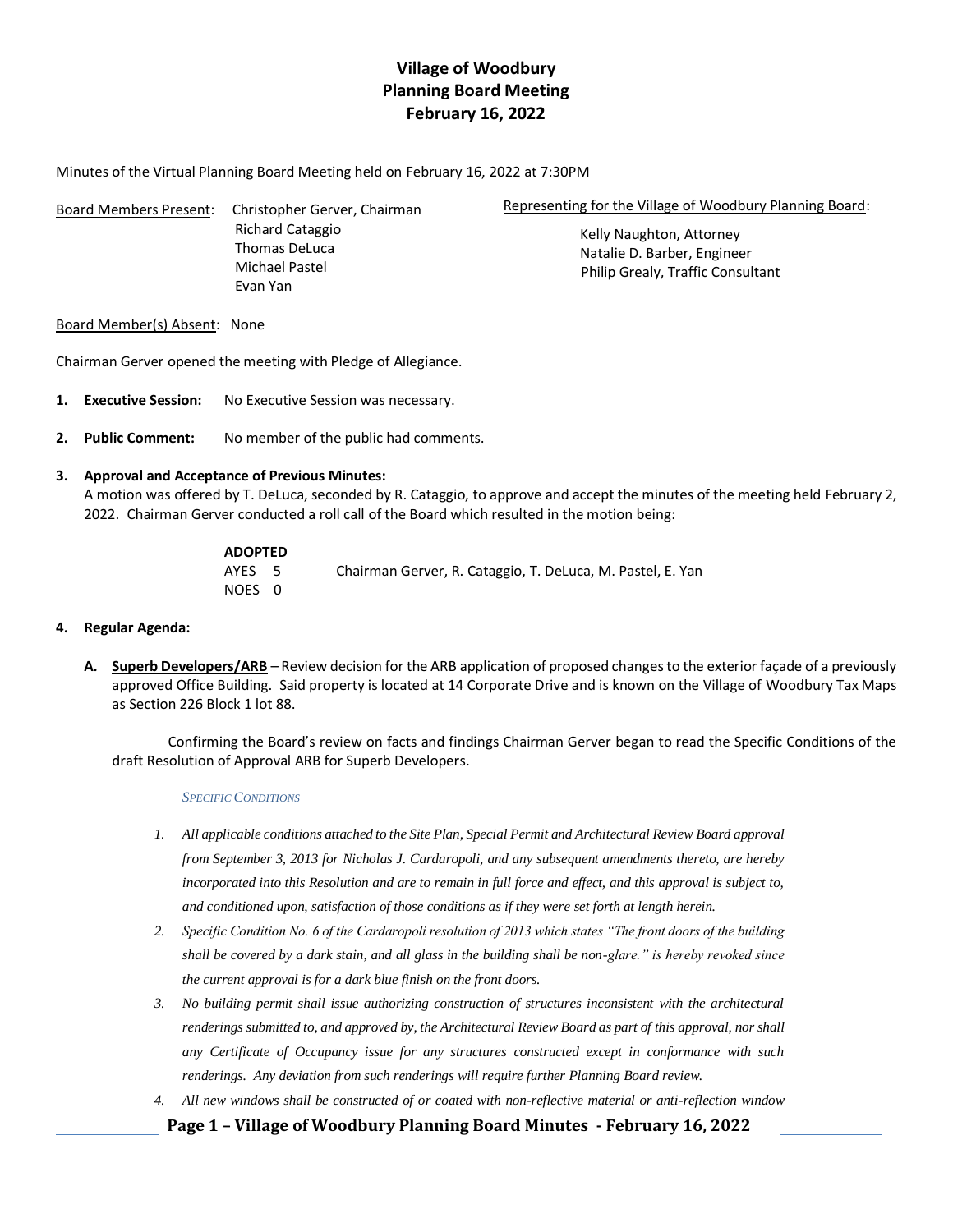# Village of Woodbury
## Planning Board Meeting
## February 16, 2022

Minutes of the Virtual Planning Board Meeting held on February 16, 2022 at 7:30PM

Board Members Present: Christopher Gerver, Chairman
Richard Cataggio
Thomas DeLuca
Michael Pastel
Evan Yan

Representing for the Village of Woodbury Planning Board:
Kelly Naughton, Attorney
Natalie D. Barber, Engineer
Philip Grealy, Traffic Consultant

Board Member(s) Absent: None

Chairman Gerver opened the meeting with Pledge of Allegiance.

1. **Executive Session:** No Executive Session was necessary.

2. **Public Comment:** No member of the public had comments.

3. **Approval and Acceptance of Previous Minutes:**
A motion was offered by T. DeLuca, seconded by R. Cataggio, to approve and accept the minutes of the meeting held February 2, 2022. Chairman Gerver conducted a roll call of the Board which resulted in the motion being:

**ADOPTED**
AYES 5 Chairman Gerver, R. Cataggio, T. DeLuca, M. Pastel, E. Yan
NOES 0

4. **Regular Agenda:**

**A. Superb Developers/ARB** – Review decision for the ARB application of proposed changes to the exterior façade of a previously approved Office Building. Said property is located at 14 Corporate Drive and is known on the Village of Woodbury Tax Maps as Section 226 Block 1 lot 88.

Confirming the Board's review on facts and findings Chairman Gerver began to read the Specific Conditions of the draft Resolution of Approval ARB for Superb Developers.

*SPECIFIC CONDITIONS*

1. *All applicable conditions attached to the Site Plan, Special Permit and Architectural Review Board approval from September 3, 2013 for Nicholas J. Cardaropoli, and any subsequent amendments thereto, are hereby incorporated into this Resolution and are to remain in full force and effect, and this approval is subject to, and conditioned upon, satisfaction of those conditions as if they were set forth at length herein.*
2. *Specific Condition No. 6 of the Cardaropoli resolution of 2013 which states "The front doors of the building shall be covered by a dark stain, and all glass in the building shall be non-glare." is hereby revoked since the current approval is for a dark blue finish on the front doors.*
3. *No building permit shall issue authorizing construction of structures inconsistent with the architectural renderings submitted to, and approved by, the Architectural Review Board as part of this approval, nor shall any Certificate of Occupancy issue for any structures constructed except in conformance with such renderings. Any deviation from such renderings will require further Planning Board review.*
4. *All new windows shall be constructed of or coated with non-reflective material or anti-reflection window*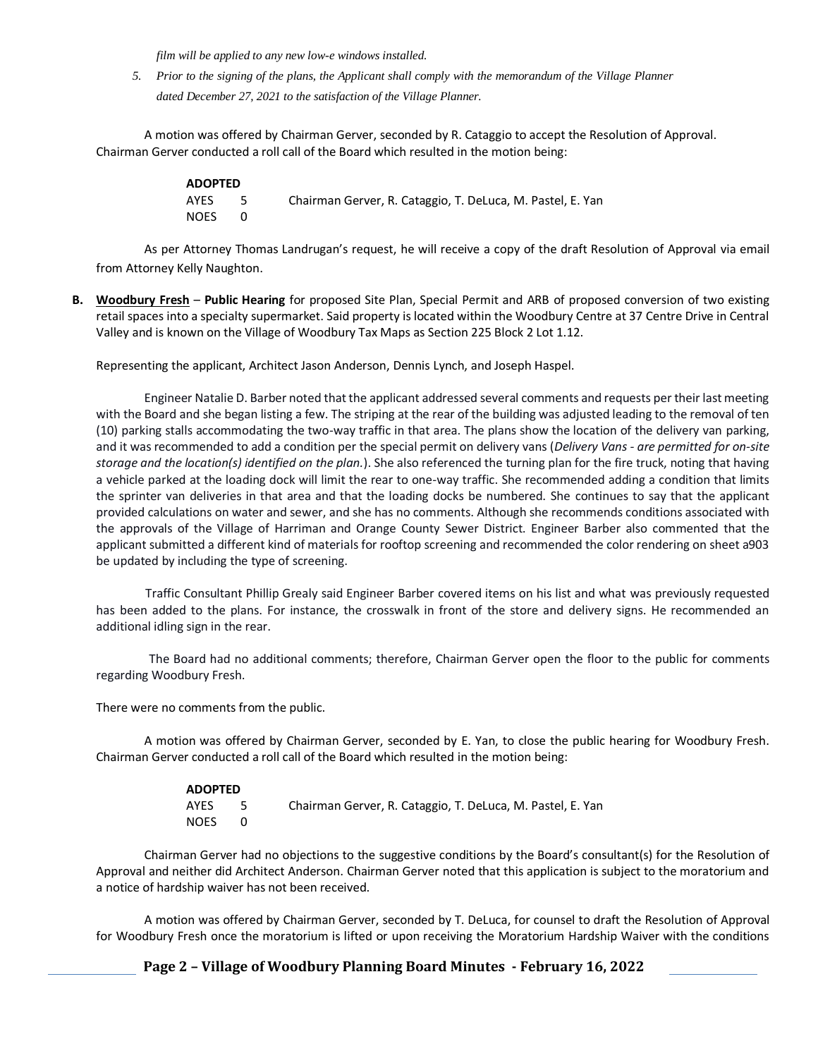*film will be applied to any new low-e windows installed.*

5. *Prior to the signing of the plans, the Applicant shall comply with the memorandum of the Village Planner dated December 27, 2021 to the satisfaction of the Village Planner.*

A motion was offered by Chairman Gerver, seconded by R. Cataggio to accept the Resolution of Approval. Chairman Gerver conducted a roll call of the Board which resulted in the motion being:

**ADOPTED**
AYES 5 Chairman Gerver, R. Cataggio, T. DeLuca, M. Pastel, E. Yan
NOES 0

As per Attorney Thomas Landrugan's request, he will receive a copy of the draft Resolution of Approval via email from Attorney Kelly Naughton.

**B. Woodbury Fresh** – **Public Hearing** for proposed Site Plan, Special Permit and ARB of proposed conversion of two existing retail spaces into a specialty supermarket. Said property is located within the Woodbury Centre at 37 Centre Drive in Central Valley and is known on the Village of Woodbury Tax Maps as Section 225 Block 2 Lot 1.12.

Representing the applicant, Architect Jason Anderson, Dennis Lynch, and Joseph Haspel.

Engineer Natalie D. Barber noted that the applicant addressed several comments and requests per their last meeting with the Board and she began listing a few. The striping at the rear of the building was adjusted leading to the removal of ten (10) parking stalls accommodating the two-way traffic in that area. The plans show the location of the delivery van parking, and it was recommended to add a condition per the special permit on delivery vans (*Delivery Vans - are permitted for on-site storage and the location(s) identified on the plan.*). She also referenced the turning plan for the fire truck, noting that having a vehicle parked at the loading dock will limit the rear to one-way traffic. She recommended adding a condition that limits the sprinter van deliveries in that area and that the loading docks be numbered. She continues to say that the applicant provided calculations on water and sewer, and she has no comments. Although she recommends conditions associated with the approvals of the Village of Harriman and Orange County Sewer District. Engineer Barber also commented that the applicant submitted a different kind of materials for rooftop screening and recommended the color rendering on sheet a903 be updated by including the type of screening.

Traffic Consultant Phillip Grealy said Engineer Barber covered items on his list and what was previously requested has been added to the plans. For instance, the crosswalk in front of the store and delivery signs. He recommended an additional idling sign in the rear.

The Board had no additional comments; therefore, Chairman Gerver open the floor to the public for comments regarding Woodbury Fresh.

There were no comments from the public.

A motion was offered by Chairman Gerver, seconded by E. Yan, to close the public hearing for Woodbury Fresh. Chairman Gerver conducted a roll call of the Board which resulted in the motion being:

**ADOPTED**
AYES 5 Chairman Gerver, R. Cataggio, T. DeLuca, M. Pastel, E. Yan
NOES 0

Chairman Gerver had no objections to the suggestive conditions by the Board's consultant(s) for the Resolution of Approval and neither did Architect Anderson. Chairman Gerver noted that this application is subject to the moratorium and a notice of hardship waiver has not been received.

A motion was offered by Chairman Gerver, seconded by T. DeLuca, for counsel to draft the Resolution of Approval for Woodbury Fresh once the moratorium is lifted or upon receiving the Moratorium Hardship Waiver with the conditions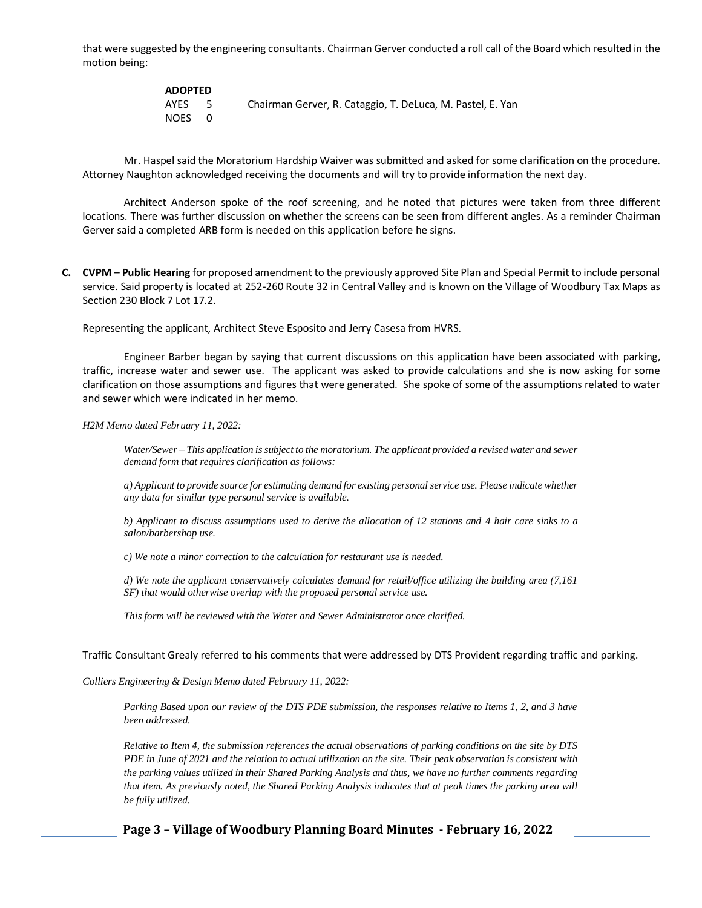that were suggested by the engineering consultants. Chairman Gerver conducted a roll call of the Board which resulted in the motion being:

**ADOPTED**
AYES 5 Chairman Gerver, R. Cataggio, T. DeLuca, M. Pastel, E. Yan
NOES 0

Mr. Haspel said the Moratorium Hardship Waiver was submitted and asked for some clarification on the procedure. Attorney Naughton acknowledged receiving the documents and will try to provide information the next day.

Architect Anderson spoke of the roof screening, and he noted that pictures were taken from three different locations. There was further discussion on whether the screens can be seen from different angles. As a reminder Chairman Gerver said a completed ARB form is needed on this application before he signs.

**C. CVPM** – **Public Hearing** for proposed amendment to the previously approved Site Plan and Special Permit to include personal service. Said property is located at 252-260 Route 32 in Central Valley and is known on the Village of Woodbury Tax Maps as Section 230 Block 7 Lot 17.2.

Representing the applicant, Architect Steve Esposito and Jerry Casesa from HVRS.

Engineer Barber began by saying that current discussions on this application have been associated with parking, traffic, increase water and sewer use. The applicant was asked to provide calculations and she is now asking for some clarification on those assumptions and figures that were generated. She spoke of some of the assumptions related to water and sewer which were indicated in her memo.

*H2M Memo dated February 11, 2022:*

> *Water/Sewer – This application is subject to the moratorium. The applicant provided a revised water and sewer demand form that requires clarification as follows:*
>
> *a) Applicant to provide source for estimating demand for existing personal service use. Please indicate whether any data for similar type personal service is available.*
>
> *b) Applicant to discuss assumptions used to derive the allocation of 12 stations and 4 hair care sinks to a salon/barbershop use.*
>
> *c) We note a minor correction to the calculation for restaurant use is needed.*
>
> *d) We note the applicant conservatively calculates demand for retail/office utilizing the building area (7,161 SF) that would otherwise overlap with the proposed personal service use.*
>
> *This form will be reviewed with the Water and Sewer Administrator once clarified.*

Traffic Consultant Grealy referred to his comments that were addressed by DTS Provident regarding traffic and parking.

*Colliers Engineering & Design Memo dated February 11, 2022:*

> *Parking Based upon our review of the DTS PDE submission, the responses relative to Items 1, 2, and 3 have been addressed.*
>
> *Relative to Item 4, the submission references the actual observations of parking conditions on the site by DTS PDE in June of 2021 and the relation to actual utilization on the site. Their peak observation is consistent with the parking values utilized in their Shared Parking Analysis and thus, we have no further comments regarding that item. As previously noted, the Shared Parking Analysis indicates that at peak times the parking area will be fully utilized.*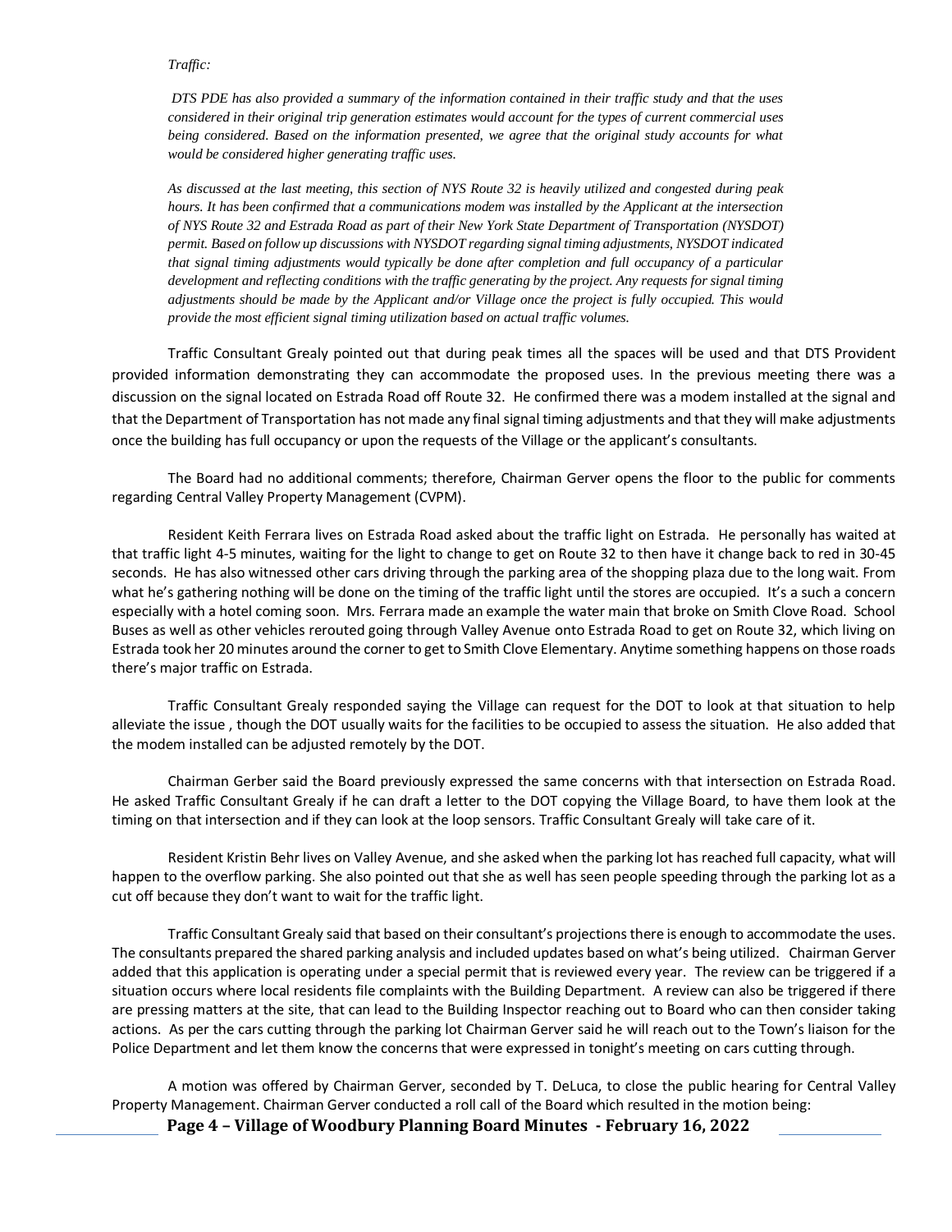*Traffic:*

*DTS PDE has also provided a summary of the information contained in their traffic study and that the uses considered in their original trip generation estimates would account for the types of current commercial uses being considered. Based on the information presented, we agree that the original study accounts for what would be considered higher generating traffic uses.*

*As discussed at the last meeting, this section of NYS Route 32 is heavily utilized and congested during peak hours. It has been confirmed that a communications modem was installed by the Applicant at the intersection of NYS Route 32 and Estrada Road as part of their New York State Department of Transportation (NYSDOT) permit. Based on follow up discussions with NYSDOT regarding signal timing adjustments, NYSDOT indicated that signal timing adjustments would typically be done after completion and full occupancy of a particular development and reflecting conditions with the traffic generating by the project. Any requests for signal timing adjustments should be made by the Applicant and/or Village once the project is fully occupied. This would provide the most efficient signal timing utilization based on actual traffic volumes.*

Traffic Consultant Grealy pointed out that during peak times all the spaces will be used and that DTS Provident provided information demonstrating they can accommodate the proposed uses. In the previous meeting there was a discussion on the signal located on Estrada Road off Route 32. He confirmed there was a modem installed at the signal and that the Department of Transportation has not made any final signal timing adjustments and that they will make adjustments once the building has full occupancy or upon the requests of the Village or the applicant's consultants.

The Board had no additional comments; therefore, Chairman Gerver opens the floor to the public for comments regarding Central Valley Property Management (CVPM).

Resident Keith Ferrara lives on Estrada Road asked about the traffic light on Estrada. He personally has waited at that traffic light 4-5 minutes, waiting for the light to change to get on Route 32 to then have it change back to red in 30-45 seconds. He has also witnessed other cars driving through the parking area of the shopping plaza due to the long wait. From what he's gathering nothing will be done on the timing of the traffic light until the stores are occupied. It's a such a concern especially with a hotel coming soon. Mrs. Ferrara made an example the water main that broke on Smith Clove Road. School Buses as well as other vehicles rerouted going through Valley Avenue onto Estrada Road to get on Route 32, which living on Estrada took her 20 minutes around the corner to get to Smith Clove Elementary. Anytime something happens on those roads there's major traffic on Estrada.

Traffic Consultant Grealy responded saying the Village can request for the DOT to look at that situation to help alleviate the issue , though the DOT usually waits for the facilities to be occupied to assess the situation. He also added that the modem installed can be adjusted remotely by the DOT.

Chairman Gerber said the Board previously expressed the same concerns with that intersection on Estrada Road. He asked Traffic Consultant Grealy if he can draft a letter to the DOT copying the Village Board, to have them look at the timing on that intersection and if they can look at the loop sensors. Traffic Consultant Grealy will take care of it.

Resident Kristin Behr lives on Valley Avenue, and she asked when the parking lot has reached full capacity, what will happen to the overflow parking. She also pointed out that she as well has seen people speeding through the parking lot as a cut off because they don't want to wait for the traffic light.

Traffic Consultant Grealy said that based on their consultant's projections there is enough to accommodate the uses. The consultants prepared the shared parking analysis and included updates based on what's being utilized. Chairman Gerver added that this application is operating under a special permit that is reviewed every year. The review can be triggered if a situation occurs where local residents file complaints with the Building Department. A review can also be triggered if there are pressing matters at the site, that can lead to the Building Inspector reaching out to Board who can then consider taking actions. As per the cars cutting through the parking lot Chairman Gerver said he will reach out to the Town's liaison for the Police Department and let them know the concerns that were expressed in tonight's meeting on cars cutting through.

A motion was offered by Chairman Gerver, seconded by T. DeLuca, to close the public hearing for Central Valley Property Management. Chairman Gerver conducted a roll call of the Board which resulted in the motion being: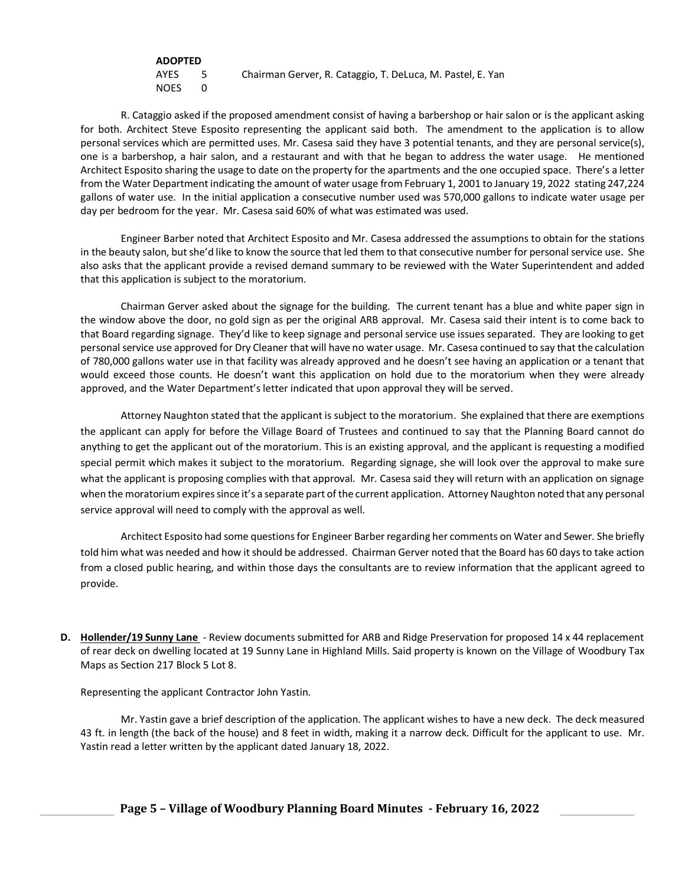**ADOPTED**

AYES 5 Chairman Gerver, R. Cataggio, T. DeLuca, M. Pastel, E. Yan

NOES 0

R. Cataggio asked if the proposed amendment consist of having a barbershop or hair salon or is the applicant asking for both. Architect Steve Esposito representing the applicant said both. The amendment to the application is to allow personal services which are permitted uses. Mr. Casesa said they have 3 potential tenants, and they are personal service(s), one is a barbershop, a hair salon, and a restaurant and with that he began to address the water usage. He mentioned Architect Esposito sharing the usage to date on the property for the apartments and the one occupied space. There's a letter from the Water Department indicating the amount of water usage from February 1, 2001 to January 19, 2022 stating 247,224 gallons of water use. In the initial application a consecutive number used was 570,000 gallons to indicate water usage per day per bedroom for the year. Mr. Casesa said 60% of what was estimated was used.

Engineer Barber noted that Architect Esposito and Mr. Casesa addressed the assumptions to obtain for the stations in the beauty salon, but she'd like to know the source that led them to that consecutive number for personal service use. She also asks that the applicant provide a revised demand summary to be reviewed with the Water Superintendent and added that this application is subject to the moratorium.

Chairman Gerver asked about the signage for the building. The current tenant has a blue and white paper sign in the window above the door, no gold sign as per the original ARB approval. Mr. Casesa said their intent is to come back to that Board regarding signage. They'd like to keep signage and personal service use issues separated. They are looking to get personal service use approved for Dry Cleaner that will have no water usage. Mr. Casesa continued to say that the calculation of 780,000 gallons water use in that facility was already approved and he doesn't see having an application or a tenant that would exceed those counts. He doesn't want this application on hold due to the moratorium when they were already approved, and the Water Department's letter indicated that upon approval they will be served.

Attorney Naughton stated that the applicant is subject to the moratorium. She explained that there are exemptions the applicant can apply for before the Village Board of Trustees and continued to say that the Planning Board cannot do anything to get the applicant out of the moratorium. This is an existing approval, and the applicant is requesting a modified special permit which makes it subject to the moratorium. Regarding signage, she will look over the approval to make sure what the applicant is proposing complies with that approval. Mr. Casesa said they will return with an application on signage when the moratorium expires since it's a separate part of the current application. Attorney Naughton noted that any personal service approval will need to comply with the approval as well.

Architect Esposito had some questions for Engineer Barber regarding her comments on Water and Sewer. She briefly told him what was needed and how it should be addressed. Chairman Gerver noted that the Board has 60 days to take action from a closed public hearing, and within those days the consultants are to review information that the applicant agreed to provide.

**D. Hollender/19 Sunny Lane** - Review documents submitted for ARB and Ridge Preservation for proposed 14 x 44 replacement of rear deck on dwelling located at 19 Sunny Lane in Highland Mills. Said property is known on the Village of Woodbury Tax Maps as Section 217 Block 5 Lot 8.

Representing the applicant Contractor John Yastin.

Mr. Yastin gave a brief description of the application. The applicant wishes to have a new deck. The deck measured 43 ft. in length (the back of the house) and 8 feet in width, making it a narrow deck. Difficult for the applicant to use. Mr. Yastin read a letter written by the applicant dated January 18, 2022.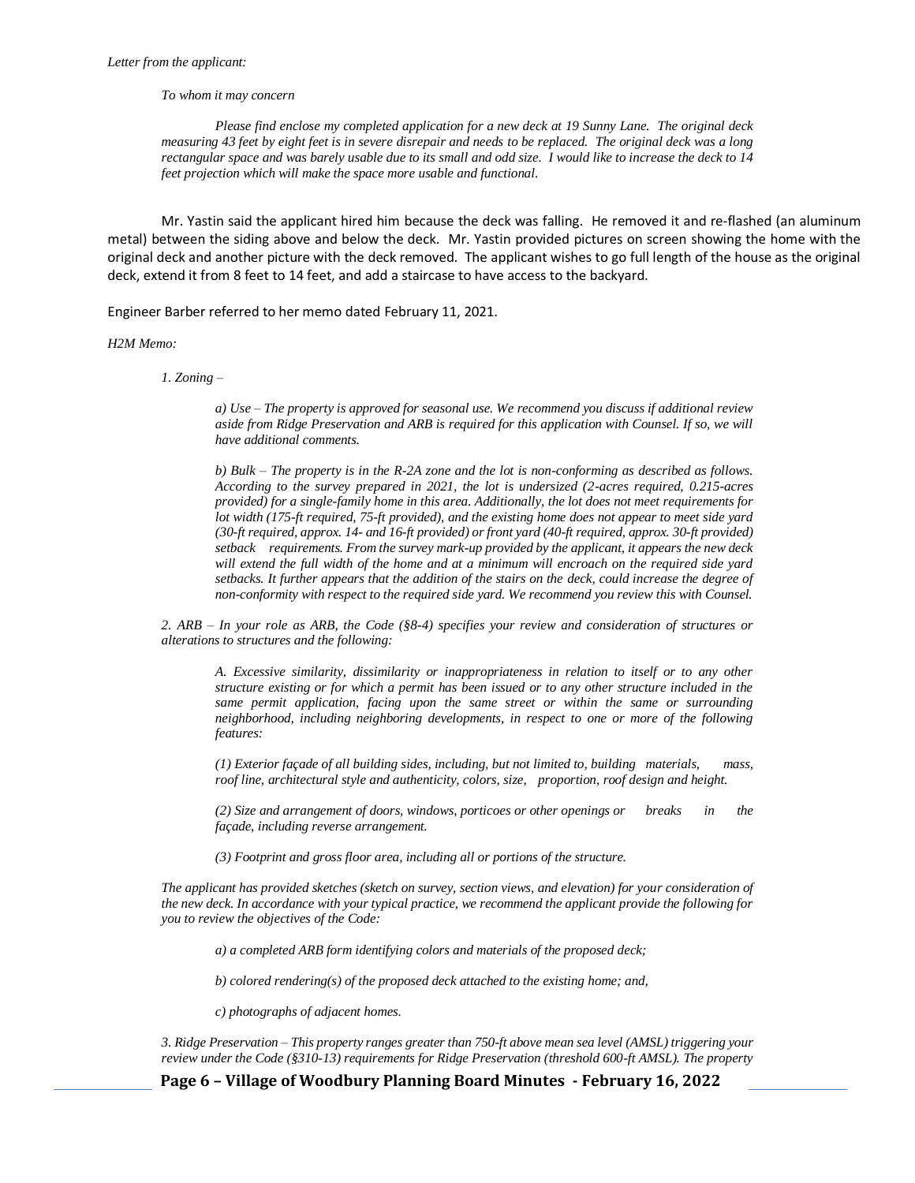*Letter from the applicant:*

> *To whom it may concern*
>
> *Please find enclose my completed application for a new deck at 19 Sunny Lane. The original deck measuring 43 feet by eight feet is in severe disrepair and needs to be replaced. The original deck was a long rectangular space and was barely usable due to its small and odd size. I would like to increase the deck to 14 feet projection which will make the space more usable and functional.*

Mr. Yastin said the applicant hired him because the deck was falling. He removed it and re-flashed (an aluminum metal) between the siding above and below the deck. Mr. Yastin provided pictures on screen showing the home with the original deck and another picture with the deck removed. The applicant wishes to go full length of the house as the original deck, extend it from 8 feet to 14 feet, and add a staircase to have access to the backyard.

Engineer Barber referred to her memo dated February 11, 2021.

*H2M Memo:*

> *1. Zoning –*
>
> > *a) Use – The property is approved for seasonal use. We recommend you discuss if additional review aside from Ridge Preservation and ARB is required for this application with Counsel. If so, we will have additional comments.*
> >
> > *b) Bulk – The property is in the R-2A zone and the lot is non-conforming as described as follows. According to the survey prepared in 2021, the lot is undersized (2-acres required, 0.215-acres provided) for a single-family home in this area. Additionally, the lot does not meet requirements for lot width (175-ft required, 75-ft provided), and the existing home does not appear to meet side yard (30-ft required, approx. 14- and 16-ft provided) or front yard (40-ft required, approx. 30-ft provided) setback requirements. From the survey mark-up provided by the applicant, it appears the new deck will extend the full width of the home and at a minimum will encroach on the required side yard setbacks. It further appears that the addition of the stairs on the deck, could increase the degree of non-conformity with respect to the required side yard. We recommend you review this with Counsel.*
>
> *2. ARB – In your role as ARB, the Code (§8-4) specifies your review and consideration of structures or alterations to structures and the following:*
>
> > *A. Excessive similarity, dissimilarity or inappropriateness in relation to itself or to any other structure existing or for which a permit has been issued or to any other structure included in the same permit application, facing upon the same street or within the same or surrounding neighborhood, including neighboring developments, in respect to one or more of the following features:*
> >
> > *(1) Exterior façade of all building sides, including, but not limited to, building materials, mass, roof line, architectural style and authenticity, colors, size, proportion, roof design and height.*
> >
> > *(2) Size and arrangement of doors, windows, porticoes or other openings or breaks in the façade, including reverse arrangement.*
> >
> > *(3) Footprint and gross floor area, including all or portions of the structure.*
>
> *The applicant has provided sketches (sketch on survey, section views, and elevation) for your consideration of the new deck. In accordance with your typical practice, we recommend the applicant provide the following for you to review the objectives of the Code:*
>
> > *a) a completed ARB form identifying colors and materials of the proposed deck;*
> >
> > *b) colored rendering(s) of the proposed deck attached to the existing home; and,*
> >
> > *c) photographs of adjacent homes.*
>
> *3. Ridge Preservation – This property ranges greater than 750-ft above mean sea level (AMSL) triggering your review under the Code (§310-13) requirements for Ridge Preservation (threshold 600-ft AMSL). The property*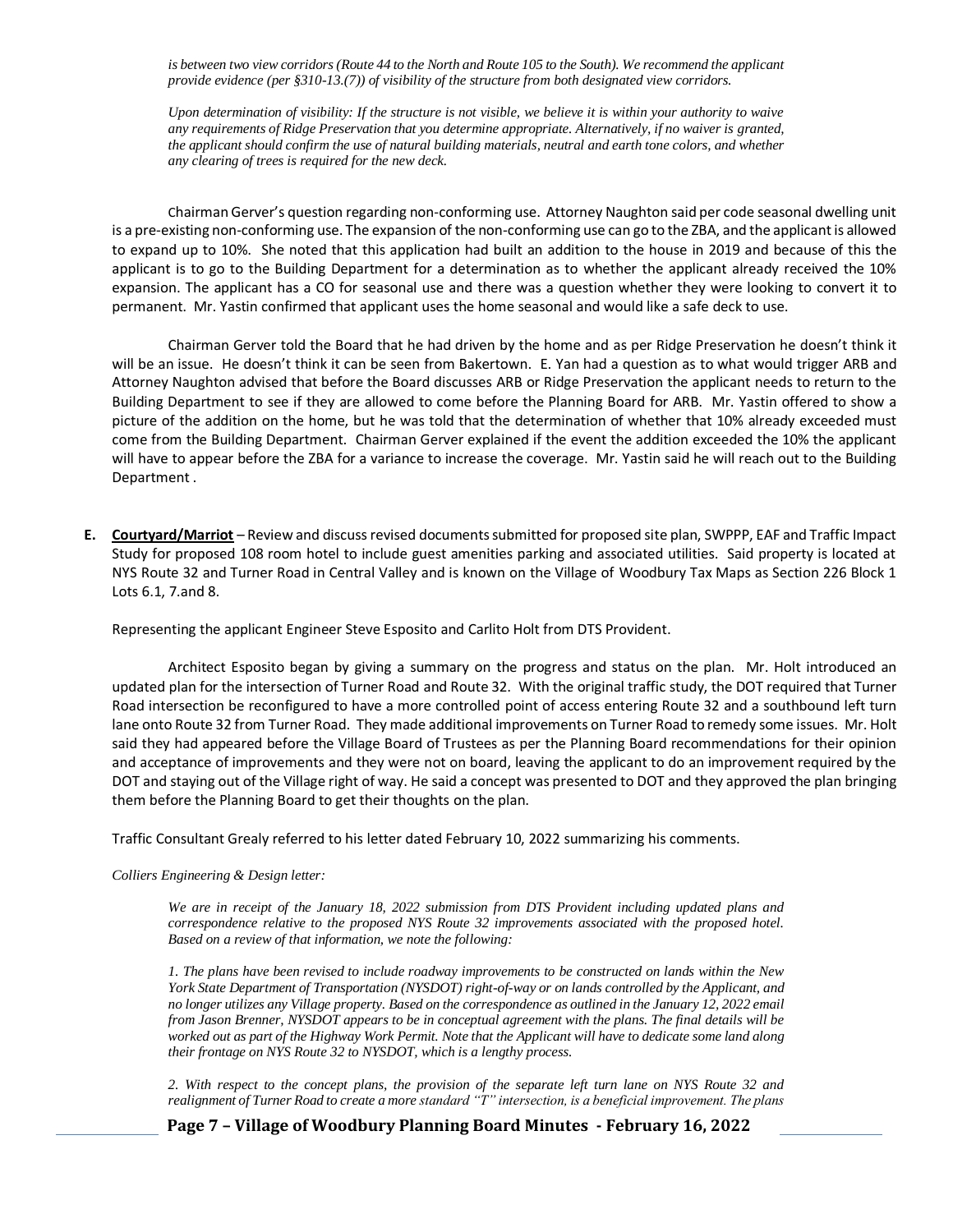*is between two view corridors (Route 44 to the North and Route 105 to the South). We recommend the applicant provide evidence (per §310-13.(7)) of visibility of the structure from both designated view corridors.*

*Upon determination of visibility: If the structure is not visible, we believe it is within your authority to waive any requirements of Ridge Preservation that you determine appropriate. Alternatively, if no waiver is granted, the applicant should confirm the use of natural building materials, neutral and earth tone colors, and whether any clearing of trees is required for the new deck.*

Chairman Gerver's question regarding non-conforming use. Attorney Naughton said per code seasonal dwelling unit is a pre-existing non-conforming use. The expansion of the non-conforming use can go to the ZBA, and the applicant is allowed to expand up to 10%. She noted that this application had built an addition to the house in 2019 and because of this the applicant is to go to the Building Department for a determination as to whether the applicant already received the 10% expansion. The applicant has a CO for seasonal use and there was a question whether they were looking to convert it to permanent. Mr. Yastin confirmed that applicant uses the home seasonal and would like a safe deck to use.

Chairman Gerver told the Board that he had driven by the home and as per Ridge Preservation he doesn't think it will be an issue. He doesn't think it can be seen from Bakertown. E. Yan had a question as to what would trigger ARB and Attorney Naughton advised that before the Board discusses ARB or Ridge Preservation the applicant needs to return to the Building Department to see if they are allowed to come before the Planning Board for ARB. Mr. Yastin offered to show a picture of the addition on the home, but he was told that the determination of whether that 10% already exceeded must come from the Building Department. Chairman Gerver explained if the event the addition exceeded the 10% the applicant will have to appear before the ZBA for a variance to increase the coverage. Mr. Yastin said he will reach out to the Building Department .

**E. Courtyard/Marriot** – Review and discuss revised documents submitted for proposed site plan, SWPPP, EAF and Traffic Impact Study for proposed 108 room hotel to include guest amenities parking and associated utilities. Said property is located at NYS Route 32 and Turner Road in Central Valley and is known on the Village of Woodbury Tax Maps as Section 226 Block 1 Lots 6.1, 7.and 8.

Representing the applicant Engineer Steve Esposito and Carlito Holt from DTS Provident.

Architect Esposito began by giving a summary on the progress and status on the plan. Mr. Holt introduced an updated plan for the intersection of Turner Road and Route 32. With the original traffic study, the DOT required that Turner Road intersection be reconfigured to have a more controlled point of access entering Route 32 and a southbound left turn lane onto Route 32 from Turner Road. They made additional improvements on Turner Road to remedy some issues. Mr. Holt said they had appeared before the Village Board of Trustees as per the Planning Board recommendations for their opinion and acceptance of improvements and they were not on board, leaving the applicant to do an improvement required by the DOT and staying out of the Village right of way. He said a concept was presented to DOT and they approved the plan bringing them before the Planning Board to get their thoughts on the plan.

Traffic Consultant Grealy referred to his letter dated February 10, 2022 summarizing his comments.

*Colliers Engineering & Design letter:*

*We are in receipt of the January 18, 2022 submission from DTS Provident including updated plans and correspondence relative to the proposed NYS Route 32 improvements associated with the proposed hotel. Based on a review of that information, we note the following:*

*1. The plans have been revised to include roadway improvements to be constructed on lands within the New York State Department of Transportation (NYSDOT) right-of-way or on lands controlled by the Applicant, and no longer utilizes any Village property. Based on the correspondence as outlined in the January 12, 2022 email from Jason Brenner, NYSDOT appears to be in conceptual agreement with the plans. The final details will be worked out as part of the Highway Work Permit. Note that the Applicant will have to dedicate some land along their frontage on NYS Route 32 to NYSDOT, which is a lengthy process.*

*2. With respect to the concept plans, the provision of the separate left turn lane on NYS Route 32 and realignment of Turner Road to create a more standard "T" intersection, is a beneficial improvement. The plans*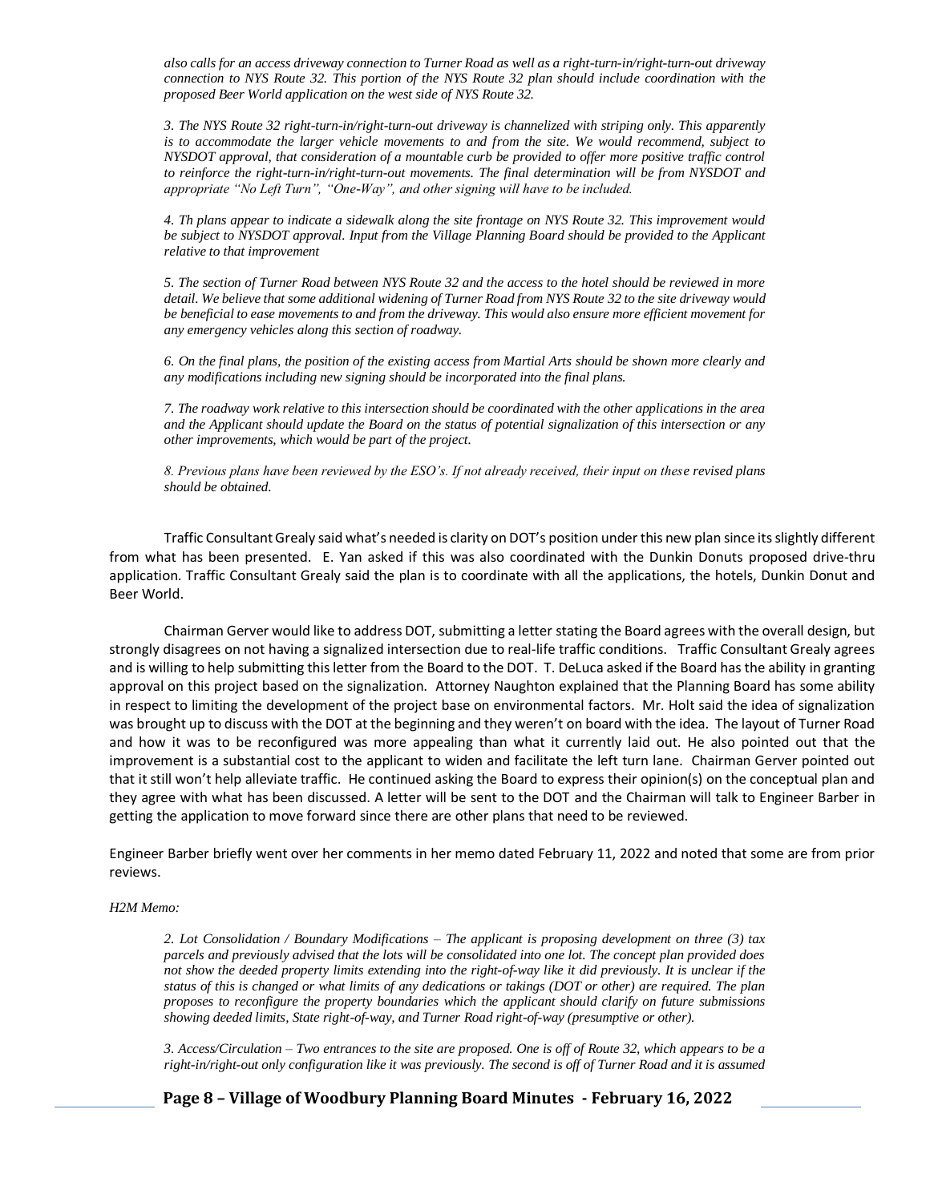*also calls for an access driveway connection to Turner Road as well as a right-turn-in/right-turn-out driveway connection to NYS Route 32. This portion of the NYS Route 32 plan should include coordination with the proposed Beer World application on the west side of NYS Route 32.*

*3. The NYS Route 32 right-turn-in/right-turn-out driveway is channelized with striping only. This apparently is to accommodate the larger vehicle movements to and from the site. We would recommend, subject to NYSDOT approval, that consideration of a mountable curb be provided to offer more positive traffic control to reinforce the right-turn-in/right-turn-out movements. The final determination will be from NYSDOT and appropriate "No Left Turn", "One-Way", and other signing will have to be included.*

*4. Th plans appear to indicate a sidewalk along the site frontage on NYS Route 32. This improvement would be subject to NYSDOT approval. Input from the Village Planning Board should be provided to the Applicant relative to that improvement*

*5. The section of Turner Road between NYS Route 32 and the access to the hotel should be reviewed in more detail. We believe that some additional widening of Turner Road from NYS Route 32 to the site driveway would be beneficial to ease movements to and from the driveway. This would also ensure more efficient movement for any emergency vehicles along this section of roadway.*

*6. On the final plans, the position of the existing access from Martial Arts should be shown more clearly and any modifications including new signing should be incorporated into the final plans.*

*7. The roadway work relative to this intersection should be coordinated with the other applications in the area and the Applicant should update the Board on the status of potential signalization of this intersection or any other improvements, which would be part of the project.*

*8. Previous plans have been reviewed by the ESO's. If not already received, their input on these revised plans should be obtained.*

Traffic Consultant Grealy said what's needed is clarity on DOT's position under this new plan since its slightly different from what has been presented. E. Yan asked if this was also coordinated with the Dunkin Donuts proposed drive-thru application. Traffic Consultant Grealy said the plan is to coordinate with all the applications, the hotels, Dunkin Donut and Beer World.

Chairman Gerver would like to address DOT, submitting a letter stating the Board agrees with the overall design, but strongly disagrees on not having a signalized intersection due to real-life traffic conditions. Traffic Consultant Grealy agrees and is willing to help submitting this letter from the Board to the DOT. T. DeLuca asked if the Board has the ability in granting approval on this project based on the signalization. Attorney Naughton explained that the Planning Board has some ability in respect to limiting the development of the project base on environmental factors. Mr. Holt said the idea of signalization was brought up to discuss with the DOT at the beginning and they weren't on board with the idea. The layout of Turner Road and how it was to be reconfigured was more appealing than what it currently laid out. He also pointed out that the improvement is a substantial cost to the applicant to widen and facilitate the left turn lane. Chairman Gerver pointed out that it still won't help alleviate traffic. He continued asking the Board to express their opinion(s) on the conceptual plan and they agree with what has been discussed. A letter will be sent to the DOT and the Chairman will talk to Engineer Barber in getting the application to move forward since there are other plans that need to be reviewed.

Engineer Barber briefly went over her comments in her memo dated February 11, 2022 and noted that some are from prior reviews.

*H2M Memo:*

*2. Lot Consolidation / Boundary Modifications – The applicant is proposing development on three (3) tax parcels and previously advised that the lots will be consolidated into one lot. The concept plan provided does not show the deeded property limits extending into the right-of-way like it did previously. It is unclear if the status of this is changed or what limits of any dedications or takings (DOT or other) are required. The plan proposes to reconfigure the property boundaries which the applicant should clarify on future submissions showing deeded limits, State right-of-way, and Turner Road right-of-way (presumptive or other).*

*3. Access/Circulation – Two entrances to the site are proposed. One is off of Route 32, which appears to be a right-in/right-out only configuration like it was previously. The second is off of Turner Road and it is assumed*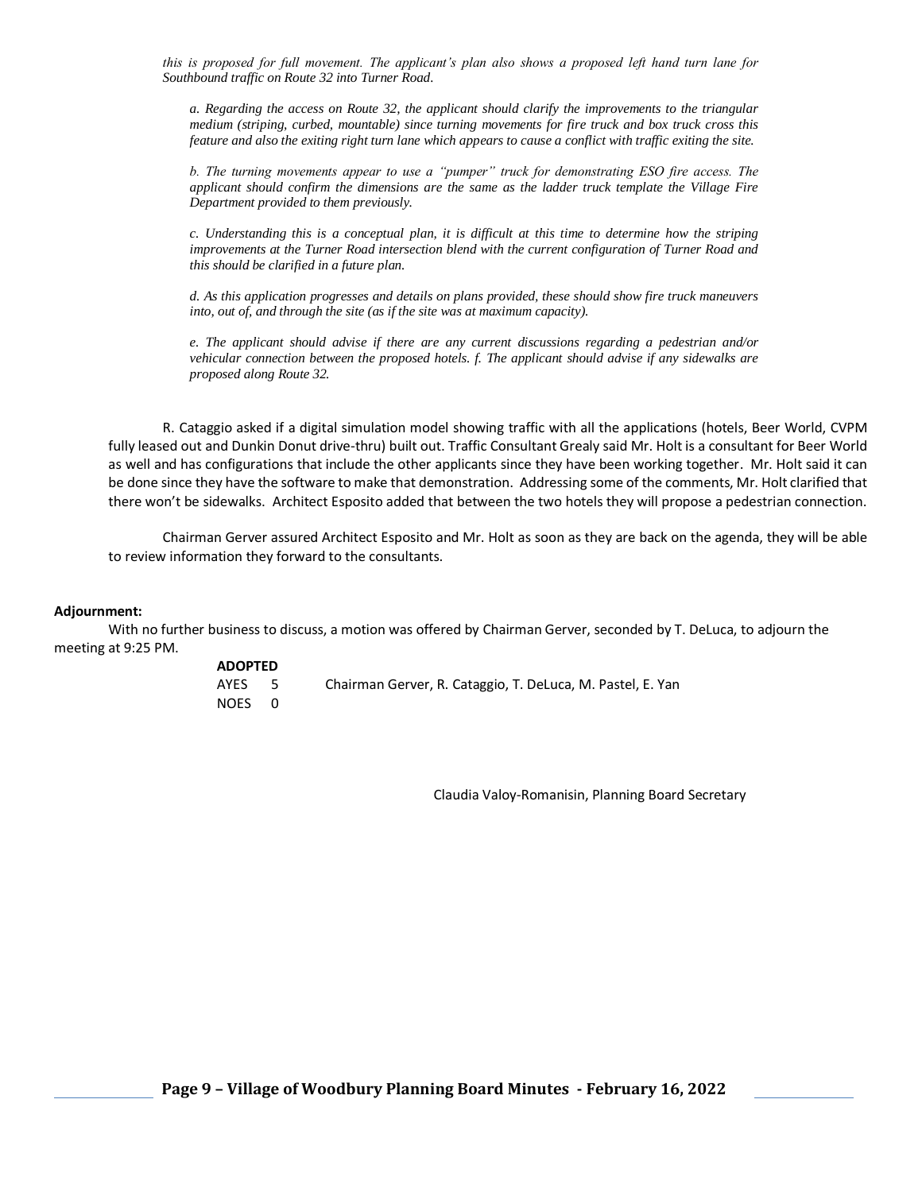*this is proposed for full movement. The applicant's plan also shows a proposed left hand turn lane for Southbound traffic on Route 32 into Turner Road.*

*a. Regarding the access on Route 32, the applicant should clarify the improvements to the triangular medium (striping, curbed, mountable) since turning movements for fire truck and box truck cross this feature and also the exiting right turn lane which appears to cause a conflict with traffic exiting the site.*

*b. The turning movements appear to use a "pumper" truck for demonstrating ESO fire access. The applicant should confirm the dimensions are the same as the ladder truck template the Village Fire Department provided to them previously.*

*c. Understanding this is a conceptual plan, it is difficult at this time to determine how the striping improvements at the Turner Road intersection blend with the current configuration of Turner Road and this should be clarified in a future plan.*

*d. As this application progresses and details on plans provided, these should show fire truck maneuvers into, out of, and through the site (as if the site was at maximum capacity).*

*e. The applicant should advise if there are any current discussions regarding a pedestrian and/or vehicular connection between the proposed hotels. f. The applicant should advise if any sidewalks are proposed along Route 32.*

R. Cataggio asked if a digital simulation model showing traffic with all the applications (hotels, Beer World, CVPM fully leased out and Dunkin Donut drive-thru) built out. Traffic Consultant Grealy said Mr. Holt is a consultant for Beer World as well and has configurations that include the other applicants since they have been working together. Mr. Holt said it can be done since they have the software to make that demonstration. Addressing some of the comments, Mr. Holt clarified that there won't be sidewalks. Architect Esposito added that between the two hotels they will propose a pedestrian connection.

Chairman Gerver assured Architect Esposito and Mr. Holt as soon as they are back on the agenda, they will be able to review information they forward to the consultants.

**Adjournment:**

With no further business to discuss, a motion was offered by Chairman Gerver, seconded by T. DeLuca, to adjourn the meeting at 9:25 PM.

**ADOPTED**
AYES 5 Chairman Gerver, R. Cataggio, T. DeLuca, M. Pastel, E. Yan
NOES 0

Claudia Valoy-Romanisin, Planning Board Secretary